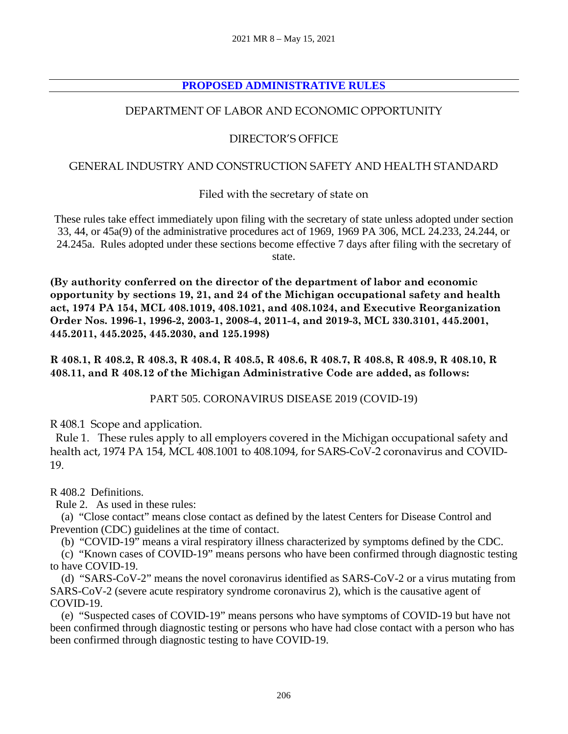## PROPOSED ADMINISTRATIVE RULES

### DEPARTMENT OF LABOR AND ECONOMIC OPPORTUNITY

### DIRECTOR'S OFFICE

### GENERAL INDUSTRY AND CONSTRUCTION SAFETY AND HEALTH STANDARD

Filed with the secretary of state on

These rules take effect immediately upon filing with the secretary of state unless adopted under section 33, 44, or 45a(9) of the administrative procedures act of 1969, 1969 PA 306, MCL 24.233, 24.244, or 24.245a. Rules adopted under these sections become effective 7 days after filing with the secretary of state.

**(By authority conferred on the director of the department of labor and economic opportunity by sections 19, 21, and 24 of the Michigan occupational safety and health act, 1974 PA 154, MCL 408.1019, 408.1021, and 408.1024, and Executive Reorganization Order Nos. 1996-1, 1996-2, 2003-1, 2008-4, 2011-4, and 2019-3, MCL 330.3101, 445.2001, 445.2011, 445.2025, 445.2030, and 125.1998)**

**R 408.1, R 408.2, R 408.3, R 408.4, R 408.5, R 408.6, R 408.7, R 408.8, R 408.9, R 408.10, R 408.11, and R 408.12 of the Michigan Administrative Code are added, as follows:**

PART 505. CORONAVIRUS DISEASE 2019 (COVID-19)

R 408.1 Scope and application.

Rule 1. These rules apply to all employers covered in the Michigan occupational safety and health act, 1974 PA 154, MCL 408.1001 to 408.1094, for SARS-CoV-2 coronavirus and COVID-19.

R 408.2 Definitions.

Rule 2. As used in these rules:

(a) "Close contact" means close contact as defined by the latest Centers for Disease Control and Prevention (CDC) guidelines at the time of contact.

(b) "COVID-19" means a viral respiratory illness characterized by symptoms defined by the CDC.

(c) "Known cases of COVID-19" means persons who have been confirmed through diagnostic testing to have COVID-19.

(d) "SARS-CoV-2" means the novel coronavirus identified as SARS-CoV-2 or a virus mutating from SARS-CoV-2 (severe acute respiratory syndrome coronavirus 2), which is the causative agent of COVID-19.

(e) "Suspected cases of COVID-19" means persons who have symptoms of COVID-19 but have not been confirmed through diagnostic testing or persons who have had close contact with a person who has been confirmed through diagnostic testing to have COVID-19.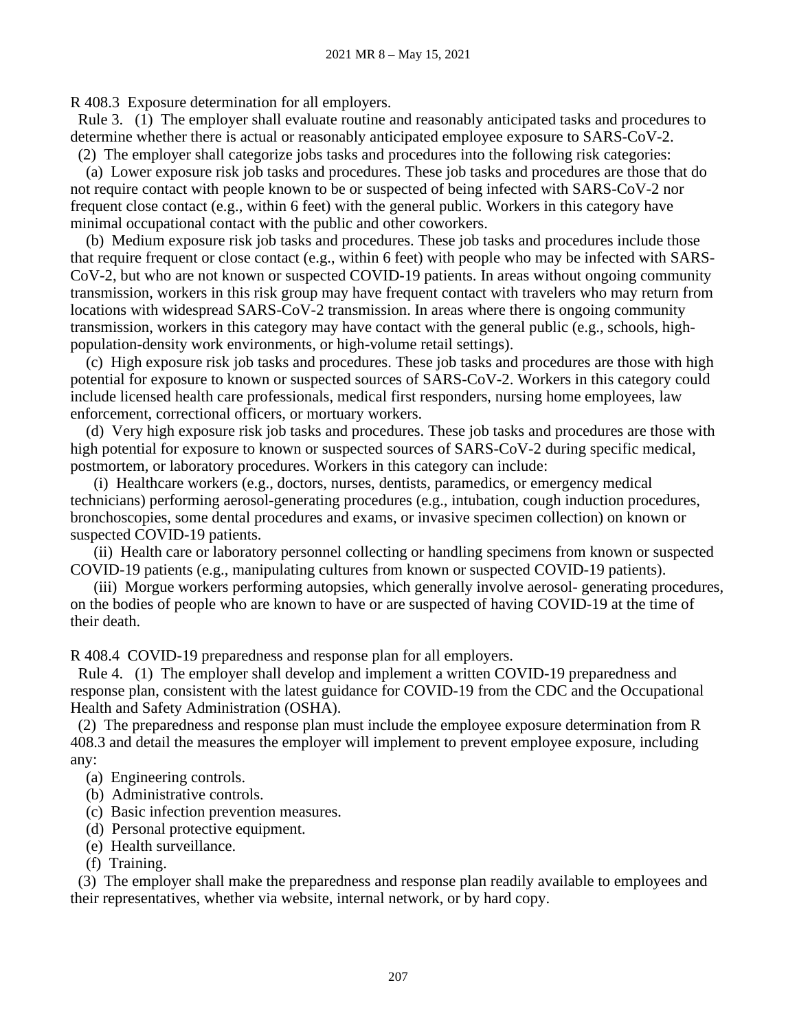R 408.3 Exposure determination for all employers.

Rule 3. (1) The employer shall evaluate routine and reasonably anticipated tasks and procedures to determine whether there is actual or reasonably anticipated employee exposure to SARS-CoV-2.

(2) The employer shall categorize jobs tasks and procedures into the following risk categories:

(a) Lower exposure risk job tasks and procedures. These job tasks and procedures are those that do not require contact with people known to be or suspected of being infected with SARS-CoV-2 nor frequent close contact (e.g., within 6 feet) with the general public. Workers in this category have minimal occupational contact with the public and other coworkers.

(b) Medium exposure risk job tasks and procedures. These job tasks and procedures include those that require frequent or close contact (e.g., within 6 feet) with people who may be infected with SARS-CoV-2, but who are not known or suspected COVID-19 patients. In areas without ongoing community transmission, workers in this risk group may have frequent contact with travelers who may return from locations with widespread SARS-CoV-2 transmission. In areas where there is ongoing community transmission, workers in this category may have contact with the general public (e.g., schools, high-population-density work environments, or high-volume retail settings).

(c) High exposure risk job tasks and procedures. These job tasks and procedures are those with high potential for exposure to known or suspected sources of SARS-CoV-2. Workers in this category could include licensed health care professionals, medical first responders, nursing home employees, law enforcement, correctional officers, or mortuary workers.

(d) Very high exposure risk job tasks and procedures. These job tasks and procedures are those with high potential for exposure to known or suspected sources of SARS-CoV-2 during specific medical, postmortem, or laboratory procedures. Workers in this category can include:

(i) Healthcare workers (e.g., doctors, nurses, dentists, paramedics, or emergency medical technicians) performing aerosol-generating procedures (e.g., intubation, cough induction procedures, bronchoscopies, some dental procedures and exams, or invasive specimen collection) on known or suspected COVID-19 patients.

(ii) Health care or laboratory personnel collecting or handling specimens from known or suspected COVID-19 patients (e.g., manipulating cultures from known or suspected COVID-19 patients).

(iii) Morgue workers performing autopsies, which generally involve aerosol- generating procedures, on the bodies of people who are known to have or are suspected of having COVID-19 at the time of their death.

R 408.4 COVID-19 preparedness and response plan for all employers.

Rule 4. (1) The employer shall develop and implement a written COVID-19 preparedness and response plan, consistent with the latest guidance for COVID-19 from the CDC and the Occupational Health and Safety Administration (OSHA).

(2) The preparedness and response plan must include the employee exposure determination from R 408.3 and detail the measures the employer will implement to prevent employee exposure, including any:

(a) Engineering controls.

(b) Administrative controls.

(c) Basic infection prevention measures.

(d) Personal protective equipment.

(e) Health surveillance.

(f) Training.

(3) The employer shall make the preparedness and response plan readily available to employees and their representatives, whether via website, internal network, or by hard copy.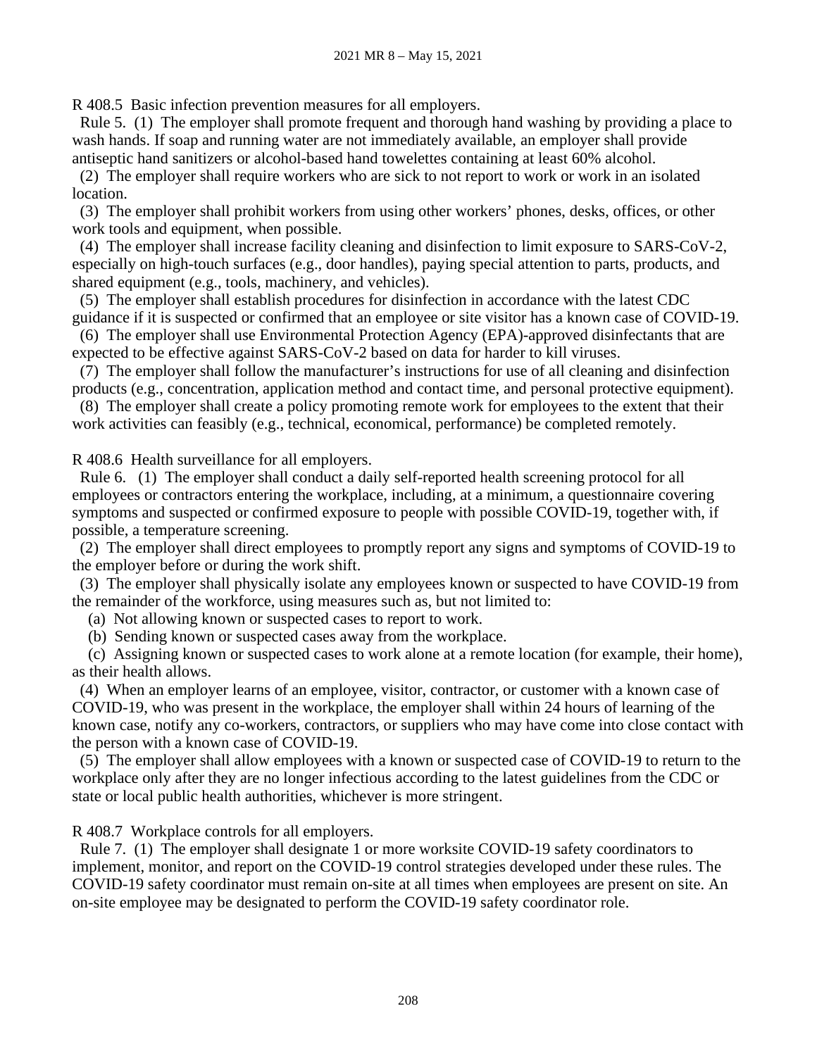R 408.5 Basic infection prevention measures for all employers.

Rule 5. (1) The employer shall promote frequent and thorough hand washing by providing a place to wash hands. If soap and running water are not immediately available, an employer shall provide antiseptic hand sanitizers or alcohol-based hand towelettes containing at least 60% alcohol.

(2) The employer shall require workers who are sick to not report to work or work in an isolated location.

(3) The employer shall prohibit workers from using other workers' phones, desks, offices, or other work tools and equipment, when possible.

(4) The employer shall increase facility cleaning and disinfection to limit exposure to SARS-CoV-2, especially on high-touch surfaces (e.g., door handles), paying special attention to parts, products, and shared equipment (e.g., tools, machinery, and vehicles).

(5) The employer shall establish procedures for disinfection in accordance with the latest CDC guidance if it is suspected or confirmed that an employee or site visitor has a known case of COVID-19.

(6) The employer shall use Environmental Protection Agency (EPA)-approved disinfectants that are expected to be effective against SARS-CoV-2 based on data for harder to kill viruses.

(7) The employer shall follow the manufacturer's instructions for use of all cleaning and disinfection products (e.g., concentration, application method and contact time, and personal protective equipment).

(8) The employer shall create a policy promoting remote work for employees to the extent that their work activities can feasibly (e.g., technical, economical, performance) be completed remotely.

R 408.6 Health surveillance for all employers.

Rule 6. (1) The employer shall conduct a daily self-reported health screening protocol for all employees or contractors entering the workplace, including, at a minimum, a questionnaire covering symptoms and suspected or confirmed exposure to people with possible COVID-19, together with, if possible, a temperature screening.

(2) The employer shall direct employees to promptly report any signs and symptoms of COVID-19 to the employer before or during the work shift.

(3) The employer shall physically isolate any employees known or suspected to have COVID-19 from the remainder of the workforce, using measures such as, but not limited to:

(a) Not allowing known or suspected cases to report to work.

(b) Sending known or suspected cases away from the workplace.

(c) Assigning known or suspected cases to work alone at a remote location (for example, their home), as their health allows.

(4) When an employer learns of an employee, visitor, contractor, or customer with a known case of COVID-19, who was present in the workplace, the employer shall within 24 hours of learning of the known case, notify any co-workers, contractors, or suppliers who may have come into close contact with the person with a known case of COVID-19.

(5) The employer shall allow employees with a known or suspected case of COVID-19 to return to the workplace only after they are no longer infectious according to the latest guidelines from the CDC or state or local public health authorities, whichever is more stringent.

R 408.7 Workplace controls for all employers.

Rule 7. (1) The employer shall designate 1 or more worksite COVID-19 safety coordinators to implement, monitor, and report on the COVID-19 control strategies developed under these rules. The COVID-19 safety coordinator must remain on-site at all times when employees are present on site. An on-site employee may be designated to perform the COVID-19 safety coordinator role.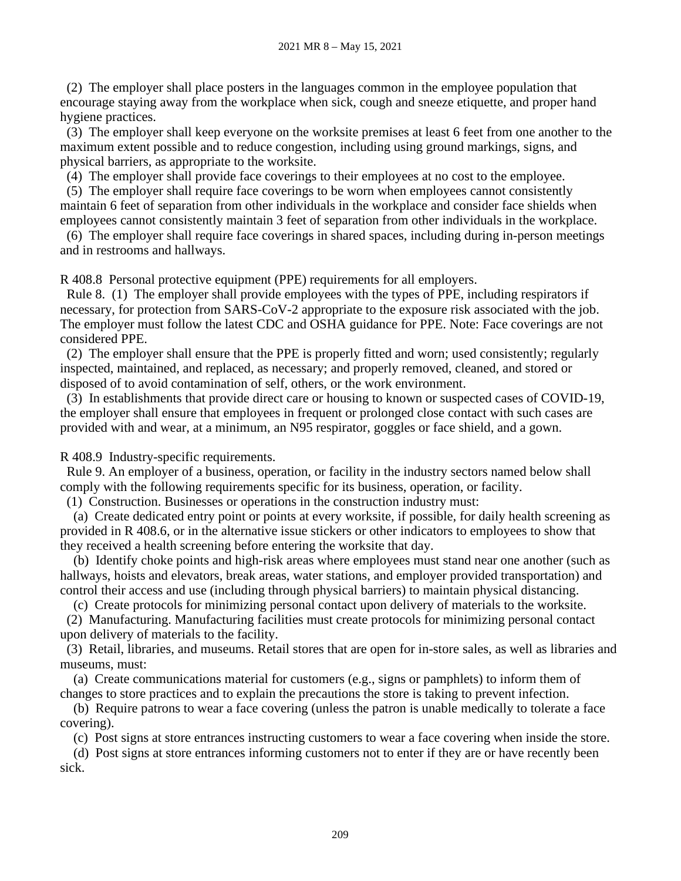(2) The employer shall place posters in the languages common in the employee population that encourage staying away from the workplace when sick, cough and sneeze etiquette, and proper hand hygiene practices.

(3) The employer shall keep everyone on the worksite premises at least 6 feet from one another to the maximum extent possible and to reduce congestion, including using ground markings, signs, and physical barriers, as appropriate to the worksite.

(4) The employer shall provide face coverings to their employees at no cost to the employee.

(5) The employer shall require face coverings to be worn when employees cannot consistently maintain 6 feet of separation from other individuals in the workplace and consider face shields when employees cannot consistently maintain 3 feet of separation from other individuals in the workplace.

(6) The employer shall require face coverings in shared spaces, including during in-person meetings and in restrooms and hallways.

R 408.8 Personal protective equipment (PPE) requirements for all employers.

Rule 8. (1) The employer shall provide employees with the types of PPE, including respirators if necessary, for protection from SARS-CoV-2 appropriate to the exposure risk associated with the job. The employer must follow the latest CDC and OSHA guidance for PPE. Note: Face coverings are not considered PPE.

(2) The employer shall ensure that the PPE is properly fitted and worn; used consistently; regularly inspected, maintained, and replaced, as necessary; and properly removed, cleaned, and stored or disposed of to avoid contamination of self, others, or the work environment.

(3) In establishments that provide direct care or housing to known or suspected cases of COVID-19, the employer shall ensure that employees in frequent or prolonged close contact with such cases are provided with and wear, at a minimum, an N95 respirator, goggles or face shield, and a gown.

R 408.9 Industry-specific requirements.

Rule 9. An employer of a business, operation, or facility in the industry sectors named below shall comply with the following requirements specific for its business, operation, or facility.

(1) Construction. Businesses or operations in the construction industry must:

(a) Create dedicated entry point or points at every worksite, if possible, for daily health screening as provided in R 408.6, or in the alternative issue stickers or other indicators to employees to show that they received a health screening before entering the worksite that day.

(b) Identify choke points and high-risk areas where employees must stand near one another (such as hallways, hoists and elevators, break areas, water stations, and employer provided transportation) and control their access and use (including through physical barriers) to maintain physical distancing.

(c) Create protocols for minimizing personal contact upon delivery of materials to the worksite.

(2) Manufacturing. Manufacturing facilities must create protocols for minimizing personal contact upon delivery of materials to the facility.

(3) Retail, libraries, and museums. Retail stores that are open for in-store sales, as well as libraries and museums, must:

(a) Create communications material for customers (e.g., signs or pamphlets) to inform them of changes to store practices and to explain the precautions the store is taking to prevent infection.

(b) Require patrons to wear a face covering (unless the patron is unable medically to tolerate a face covering).

(c) Post signs at store entrances instructing customers to wear a face covering when inside the store.

(d) Post signs at store entrances informing customers not to enter if they are or have recently been sick.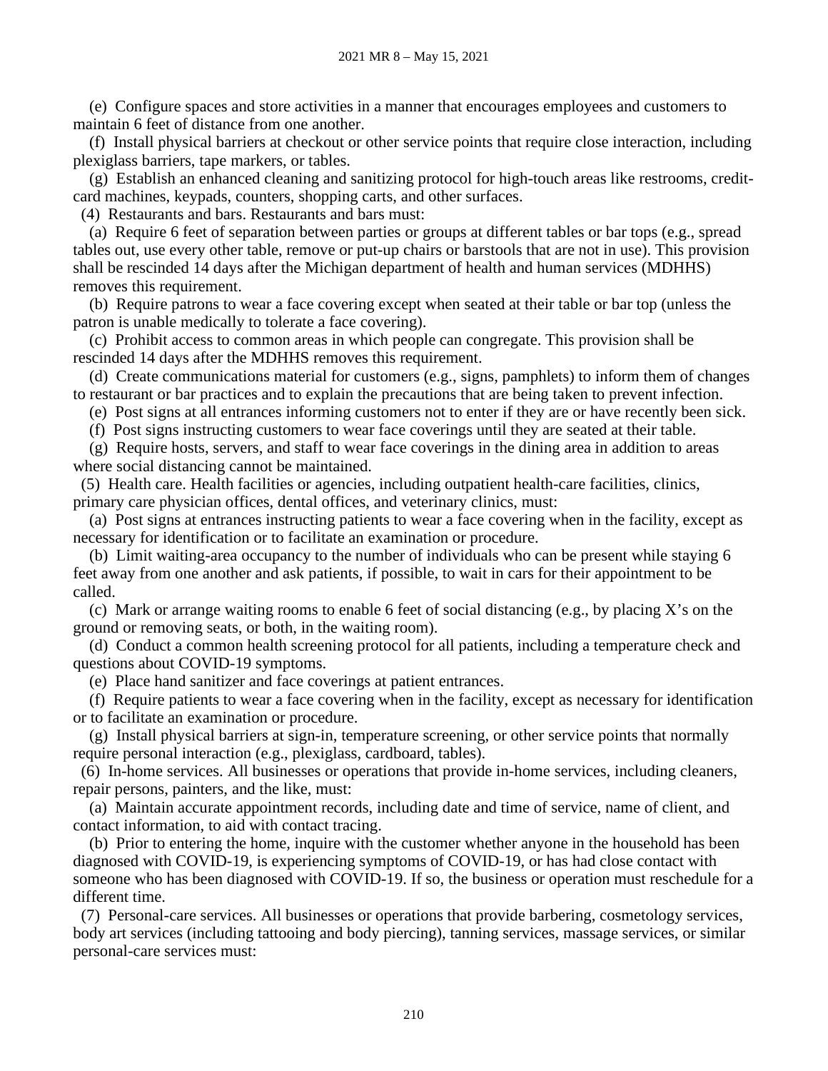(e) Configure spaces and store activities in a manner that encourages employees and customers to maintain 6 feet of distance from one another.

(f) Install physical barriers at checkout or other service points that require close interaction, including plexiglass barriers, tape markers, or tables.

(g) Establish an enhanced cleaning and sanitizing protocol for high-touch areas like restrooms, credit-card machines, keypads, counters, shopping carts, and other surfaces.

(4) Restaurants and bars. Restaurants and bars must:

(a) Require 6 feet of separation between parties or groups at different tables or bar tops (e.g., spread tables out, use every other table, remove or put-up chairs or barstools that are not in use). This provision shall be rescinded 14 days after the Michigan department of health and human services (MDHHS) removes this requirement.

(b) Require patrons to wear a face covering except when seated at their table or bar top (unless the patron is unable medically to tolerate a face covering).

(c) Prohibit access to common areas in which people can congregate. This provision shall be rescinded 14 days after the MDHHS removes this requirement.

(d) Create communications material for customers (e.g., signs, pamphlets) to inform them of changes to restaurant or bar practices and to explain the precautions that are being taken to prevent infection.

(e) Post signs at all entrances informing customers not to enter if they are or have recently been sick.

(f) Post signs instructing customers to wear face coverings until they are seated at their table.

(g) Require hosts, servers, and staff to wear face coverings in the dining area in addition to areas where social distancing cannot be maintained.

(5) Health care. Health facilities or agencies, including outpatient health-care facilities, clinics, primary care physician offices, dental offices, and veterinary clinics, must:

(a) Post signs at entrances instructing patients to wear a face covering when in the facility, except as necessary for identification or to facilitate an examination or procedure.

(b) Limit waiting-area occupancy to the number of individuals who can be present while staying 6 feet away from one another and ask patients, if possible, to wait in cars for their appointment to be called.

(c) Mark or arrange waiting rooms to enable 6 feet of social distancing (e.g., by placing X's on the ground or removing seats, or both, in the waiting room).

(d) Conduct a common health screening protocol for all patients, including a temperature check and questions about COVID-19 symptoms.

(e) Place hand sanitizer and face coverings at patient entrances.

(f) Require patients to wear a face covering when in the facility, except as necessary for identification or to facilitate an examination or procedure.

(g) Install physical barriers at sign-in, temperature screening, or other service points that normally require personal interaction (e.g., plexiglass, cardboard, tables).

(6) In-home services. All businesses or operations that provide in-home services, including cleaners, repair persons, painters, and the like, must:

(a) Maintain accurate appointment records, including date and time of service, name of client, and contact information, to aid with contact tracing.

(b) Prior to entering the home, inquire with the customer whether anyone in the household has been diagnosed with COVID-19, is experiencing symptoms of COVID-19, or has had close contact with someone who has been diagnosed with COVID-19. If so, the business or operation must reschedule for a different time.

(7) Personal-care services. All businesses or operations that provide barbering, cosmetology services, body art services (including tattooing and body piercing), tanning services, massage services, or similar personal-care services must: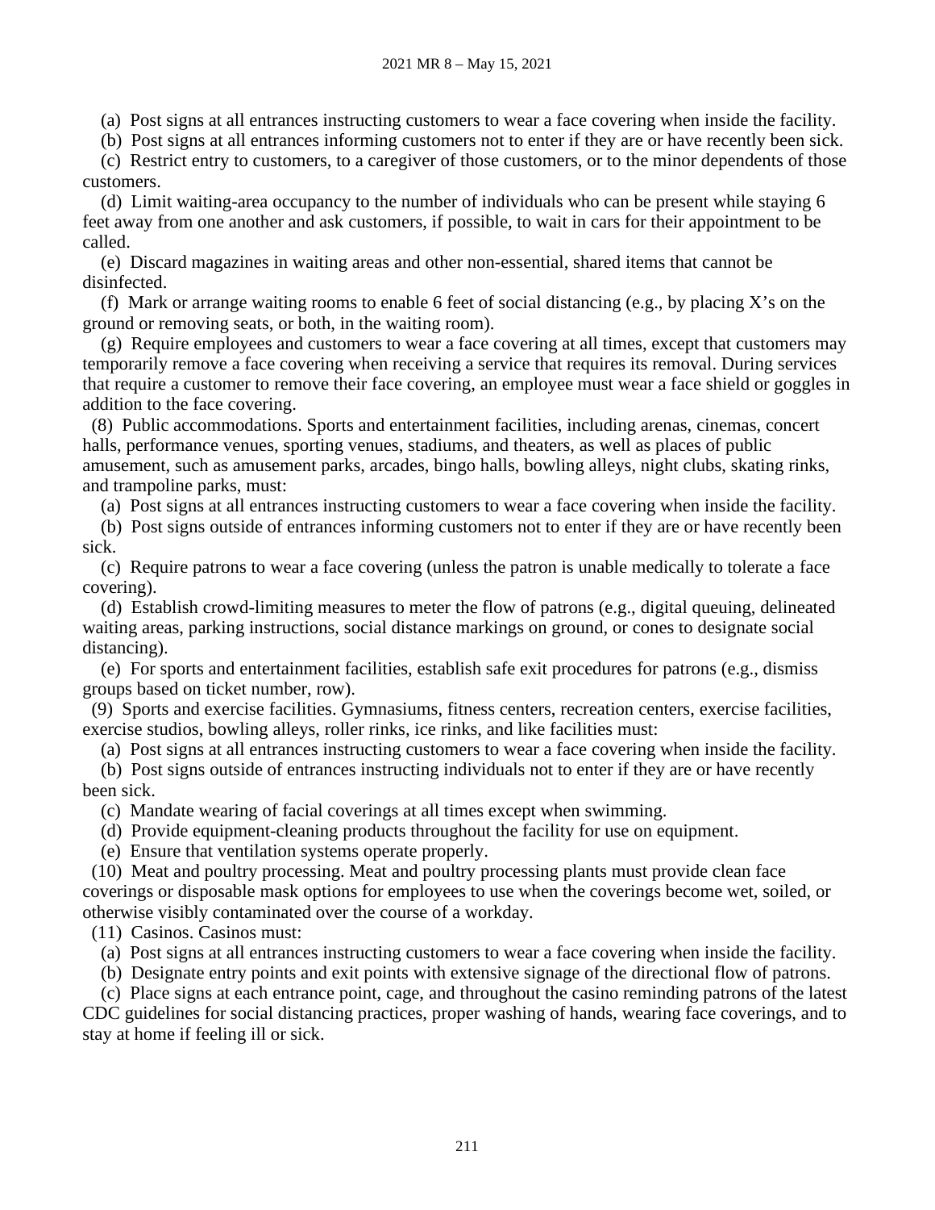(a) Post signs at all entrances instructing customers to wear a face covering when inside the facility.

(b) Post signs at all entrances informing customers not to enter if they are or have recently been sick.

(c) Restrict entry to customers, to a caregiver of those customers, or to the minor dependents of those customers.

(d) Limit waiting-area occupancy to the number of individuals who can be present while staying 6 feet away from one another and ask customers, if possible, to wait in cars for their appointment to be called.

(e) Discard magazines in waiting areas and other non-essential, shared items that cannot be disinfected.

(f) Mark or arrange waiting rooms to enable 6 feet of social distancing (e.g., by placing X's on the ground or removing seats, or both, in the waiting room).

(g) Require employees and customers to wear a face covering at all times, except that customers may temporarily remove a face covering when receiving a service that requires its removal. During services that require a customer to remove their face covering, an employee must wear a face shield or goggles in addition to the face covering.

(8) Public accommodations. Sports and entertainment facilities, including arenas, cinemas, concert halls, performance venues, sporting venues, stadiums, and theaters, as well as places of public amusement, such as amusement parks, arcades, bingo halls, bowling alleys, night clubs, skating rinks, and trampoline parks, must:

(a) Post signs at all entrances instructing customers to wear a face covering when inside the facility.

(b) Post signs outside of entrances informing customers not to enter if they are or have recently been sick.

(c) Require patrons to wear a face covering (unless the patron is unable medically to tolerate a face covering).

(d) Establish crowd-limiting measures to meter the flow of patrons (e.g., digital queuing, delineated waiting areas, parking instructions, social distance markings on ground, or cones to designate social distancing).

(e) For sports and entertainment facilities, establish safe exit procedures for patrons (e.g., dismiss groups based on ticket number, row).

(9) Sports and exercise facilities. Gymnasiums, fitness centers, recreation centers, exercise facilities, exercise studios, bowling alleys, roller rinks, ice rinks, and like facilities must:

(a) Post signs at all entrances instructing customers to wear a face covering when inside the facility.

(b) Post signs outside of entrances instructing individuals not to enter if they are or have recently been sick.

(c) Mandate wearing of facial coverings at all times except when swimming.

(d) Provide equipment-cleaning products throughout the facility for use on equipment.

(e) Ensure that ventilation systems operate properly.

(10) Meat and poultry processing. Meat and poultry processing plants must provide clean face coverings or disposable mask options for employees to use when the coverings become wet, soiled, or otherwise visibly contaminated over the course of a workday.

(11) Casinos. Casinos must:

(a) Post signs at all entrances instructing customers to wear a face covering when inside the facility.

(b) Designate entry points and exit points with extensive signage of the directional flow of patrons.

(c) Place signs at each entrance point, cage, and throughout the casino reminding patrons of the latest CDC guidelines for social distancing practices, proper washing of hands, wearing face coverings, and to stay at home if feeling ill or sick.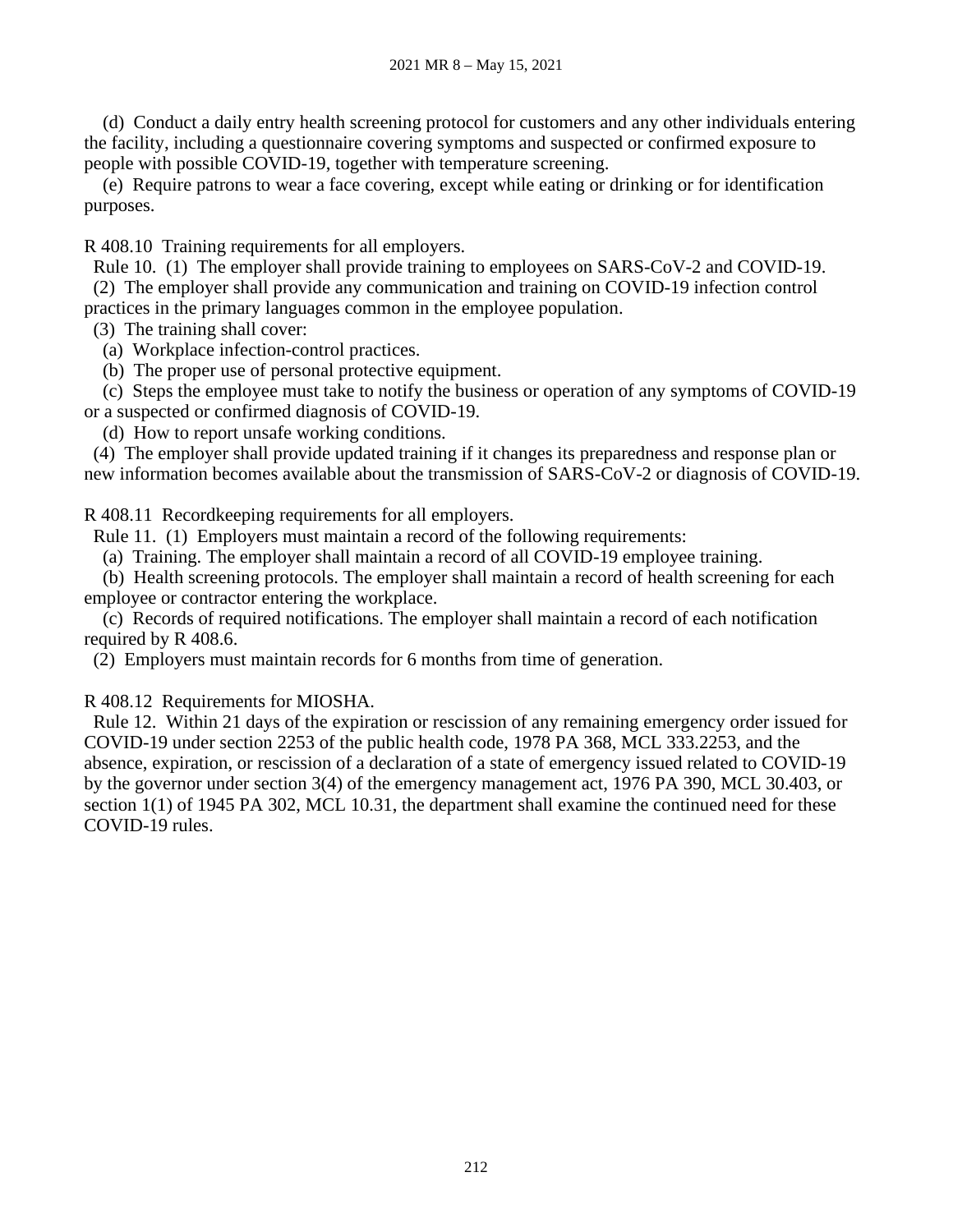(d) Conduct a daily entry health screening protocol for customers and any other individuals entering the facility, including a questionnaire covering symptoms and suspected or confirmed exposure to people with possible COVID-19, together with temperature screening.

(e) Require patrons to wear a face covering, except while eating or drinking or for identification purposes.

R 408.10 Training requirements for all employers.

Rule 10. (1) The employer shall provide training to employees on SARS-CoV-2 and COVID-19.

(2) The employer shall provide any communication and training on COVID-19 infection control practices in the primary languages common in the employee population.

(3) The training shall cover:

(a) Workplace infection-control practices.

(b) The proper use of personal protective equipment.

(c) Steps the employee must take to notify the business or operation of any symptoms of COVID-19 or a suspected or confirmed diagnosis of COVID-19.

(d) How to report unsafe working conditions.

(4) The employer shall provide updated training if it changes its preparedness and response plan or new information becomes available about the transmission of SARS-CoV-2 or diagnosis of COVID-19.

R 408.11 Recordkeeping requirements for all employers.

Rule 11. (1) Employers must maintain a record of the following requirements:

(a) Training. The employer shall maintain a record of all COVID-19 employee training.

(b) Health screening protocols. The employer shall maintain a record of health screening for each employee or contractor entering the workplace.

(c) Records of required notifications. The employer shall maintain a record of each notification required by R 408.6.

(2) Employers must maintain records for 6 months from time of generation.

R 408.12 Requirements for MIOSHA.

Rule 12. Within 21 days of the expiration or rescission of any remaining emergency order issued for COVID-19 under section 2253 of the public health code, 1978 PA 368, MCL 333.2253, and the absence, expiration, or rescission of a declaration of a state of emergency issued related to COVID-19 by the governor under section 3(4) of the emergency management act, 1976 PA 390, MCL 30.403, or section 1(1) of 1945 PA 302, MCL 10.31, the department shall examine the continued need for these COVID-19 rules.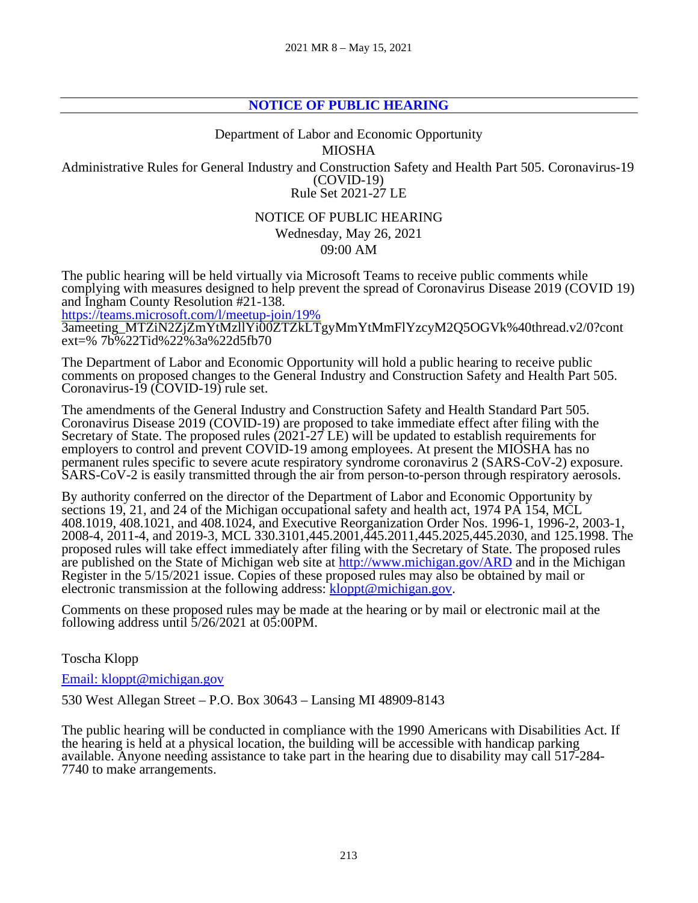## NOTICE OF PUBLIC HEARING

Department of Labor and Economic Opportunity

MIOSHA

Administrative Rules for General Industry and Construction Safety and Health Part 505. Coronavirus-19 (COVID-19)

Rule Set 2021-27 LE

NOTICE OF PUBLIC HEARING

Wednesday, May 26, 2021

09:00 AM

The public hearing will be held virtually via Microsoft Teams to receive public comments while complying with measures designed to help prevent the spread of Coronavirus Disease 2019 (COVID 19) and Ingham County Resolution #21-138.
https://teams.microsoft.com/l/meetup-join/19%
3ameeting_MTZiN2ZjZmYtMzllYi00ZTZkLTgyMmYtMmFlYzcyM2Q5OGVk%40thread.v2/0?context=% 7b%22Tid%22%3a%22d5fb70

The Department of Labor and Economic Opportunity will hold a public hearing to receive public comments on proposed changes to the General Industry and Construction Safety and Health Part 505. Coronavirus-19 (COVID-19) rule set.

The amendments of the General Industry and Construction Safety and Health Standard Part 505. Coronavirus Disease 2019 (COVID-19) are proposed to take immediate effect after filing with the Secretary of State. The proposed rules (2021-27 LE) will be updated to establish requirements for employers to control and prevent COVID-19 among employees. At present the MIOSHA has no permanent rules specific to severe acute respiratory syndrome coronavirus 2 (SARS-CoV-2) exposure. SARS-CoV-2 is easily transmitted through the air from person-to-person through respiratory aerosols.

By authority conferred on the director of the Department of Labor and Economic Opportunity by sections 19, 21, and 24 of the Michigan occupational safety and health act, 1974 PA 154, MCL 408.1019, 408.1021, and 408.1024, and Executive Reorganization Order Nos. 1996-1, 1996-2, 2003-1, 2008-4, 2011-4, and 2019-3, MCL 330.3101,445.2001,445.2011,445.2025,445.2030, and 125.1998. The proposed rules will take effect immediately after filing with the Secretary of State. The proposed rules are published on the State of Michigan web site at http://www.michigan.gov/ARD and in the Michigan Register in the 5/15/2021 issue. Copies of these proposed rules may also be obtained by mail or electronic transmission at the following address: kloppt@michigan.gov.

Comments on these proposed rules may be made at the hearing or by mail or electronic mail at the following address until 5/26/2021 at 05:00PM.

Toscha Klopp

Email: kloppt@michigan.gov

530 West Allegan Street – P.O. Box 30643 – Lansing MI 48909-8143

The public hearing will be conducted in compliance with the 1990 Americans with Disabilities Act. If the hearing is held at a physical location, the building will be accessible with handicap parking available. Anyone needing assistance to take part in the hearing due to disability may call 517-284-7740 to make arrangements.